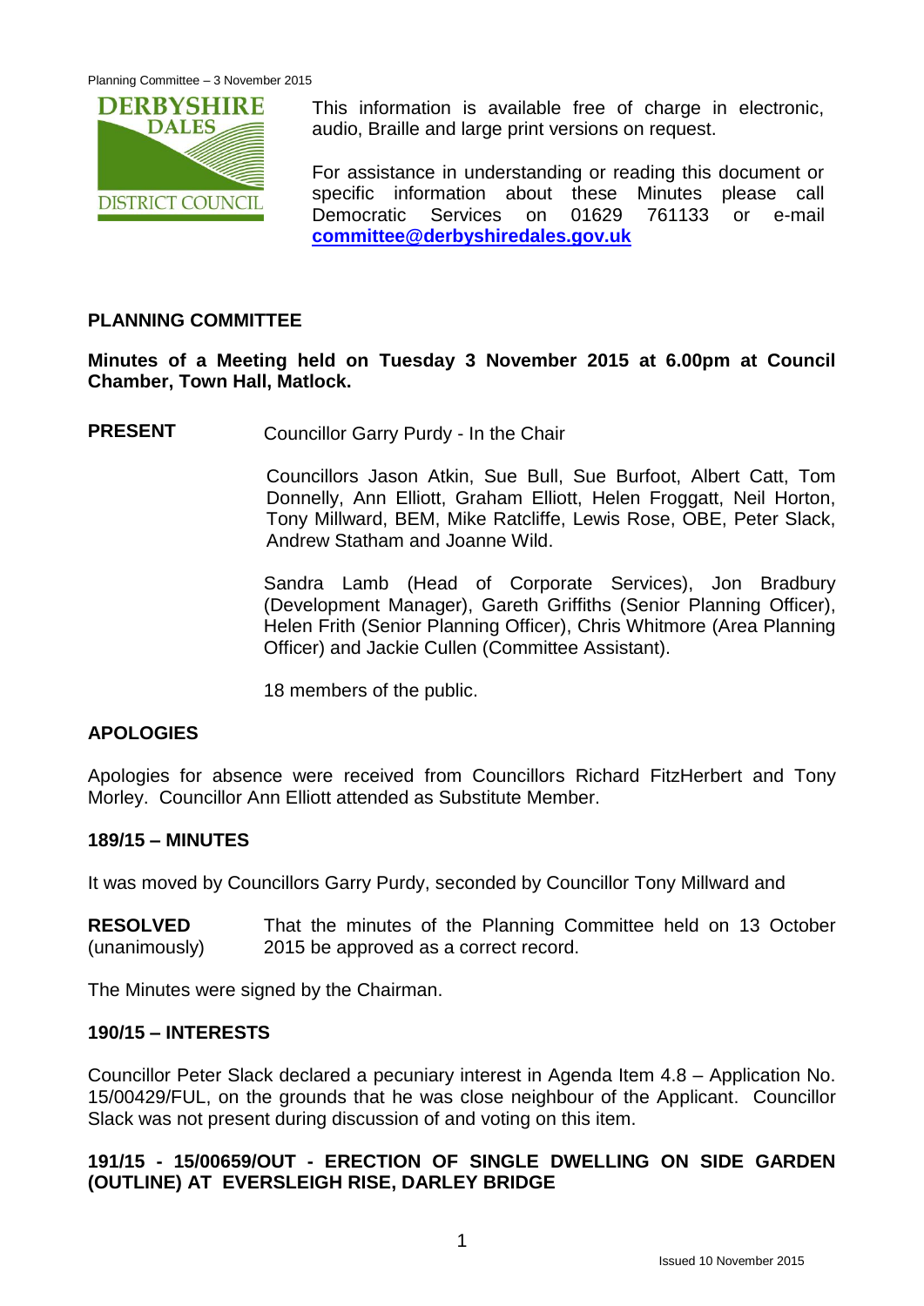DERBYSHIRE DALES DISTRICT COUNCIL

This information is available free of charge in electronic, audio, Braille and large print versions on request.

For assistance in understanding or reading this document or specific information about these Minutes please call Democratic Services on 01629 761133 or e-mail **committee@derbyshiredales.gov.uk**

## PLANNING COMMITTEE

**Minutes of a Meeting held on Tuesday 3 November 2015 at 6.00pm at Council Chamber, Town Hall, Matlock.**

**PRESENT** Councillor Garry Purdy - In the Chair

Councillors Jason Atkin, Sue Bull, Sue Burfoot, Albert Catt, Tom Donnelly, Ann Elliott, Graham Elliott, Helen Froggatt, Neil Horton, Tony Millward, BEM, Mike Ratcliffe, Lewis Rose, OBE, Peter Slack, Andrew Statham and Joanne Wild.

Sandra Lamb (Head of Corporate Services), Jon Bradbury (Development Manager), Gareth Griffiths (Senior Planning Officer), Helen Frith (Senior Planning Officer), Chris Whitmore (Area Planning Officer) and Jackie Cullen (Committee Assistant).

18 members of the public.

### APOLOGIES

Apologies for absence were received from Councillors Richard FitzHerbert and Tony Morley. Councillor Ann Elliott attended as Substitute Member.

### 189/15 – MINUTES

It was moved by Councillors Garry Purdy, seconded by Councillor Tony Millward and

**RESOLVED** (unanimously) That the minutes of the Planning Committee held on 13 October 2015 be approved as a correct record.

The Minutes were signed by the Chairman.

### 190/15 – INTERESTS

Councillor Peter Slack declared a pecuniary interest in Agenda Item 4.8 – Application No. 15/00429/FUL, on the grounds that he was close neighbour of the Applicant. Councillor Slack was not present during discussion of and voting on this item.

### 191/15 - 15/00659/OUT - ERECTION OF SINGLE DWELLING ON SIDE GARDEN (OUTLINE) AT EVERSLEIGH RISE, DARLEY BRIDGE

Issued 10 November 2015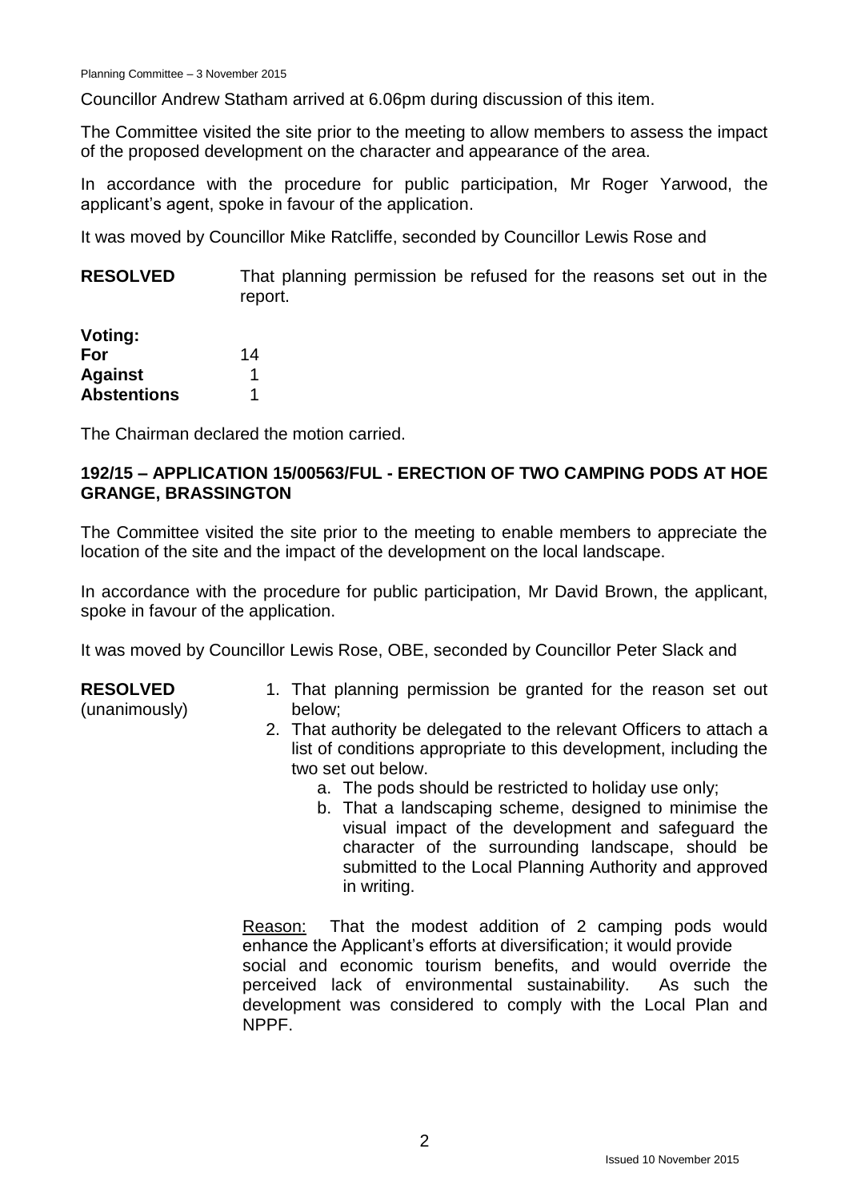Councillor Andrew Statham arrived at 6.06pm during discussion of this item.

The Committee visited the site prior to the meeting to allow members to assess the impact of the proposed development on the character and appearance of the area.

In accordance with the procedure for public participation, Mr Roger Yarwood, the applicant's agent, spoke in favour of the application.

It was moved by Councillor Mike Ratcliffe, seconded by Councillor Lewis Rose and

**RESOLVED** That planning permission be refused for the reasons set out in the report.

| **Voting:** | |
|---|---|
| **For** | 14 |
| **Against** | 1 |
| **Abstentions** | 1 |

The Chairman declared the motion carried.

## 192/15 – APPLICATION 15/00563/FUL - ERECTION OF TWO CAMPING PODS AT HOE GRANGE, BRASSINGTON

The Committee visited the site prior to the meeting to enable members to appreciate the location of the site and the impact of the development on the local landscape.

In accordance with the procedure for public participation, Mr David Brown, the applicant, spoke in favour of the application.

It was moved by Councillor Lewis Rose, OBE, seconded by Councillor Peter Slack and

**RESOLVED** (unanimously)

1. That planning permission be granted for the reason set out below;
2. That authority be delegated to the relevant Officers to attach a list of conditions appropriate to this development, including the two set out below.
   a. The pods should be restricted to holiday use only;
   b. That a landscaping scheme, designed to minimise the visual impact of the development and safeguard the character of the surrounding landscape, should be submitted to the Local Planning Authority and approved in writing.

Reason: That the modest addition of 2 camping pods would enhance the Applicant's efforts at diversification; it would provide social and economic tourism benefits, and would override the perceived lack of environmental sustainability. As such the development was considered to comply with the Local Plan and NPPF.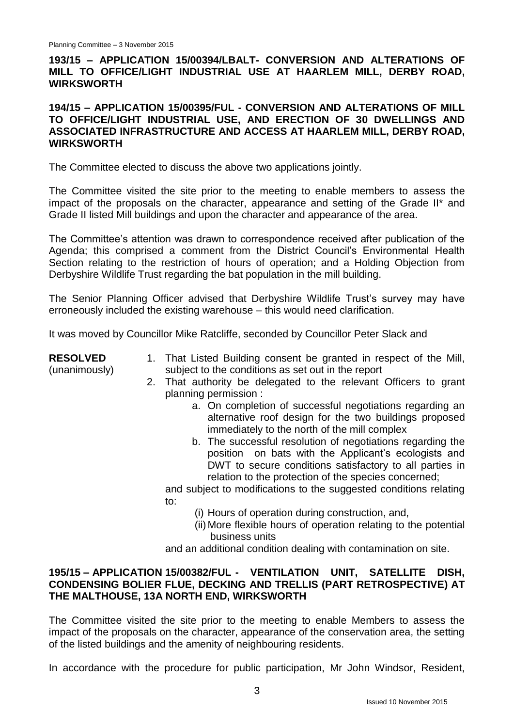## 193/15 – APPLICATION 15/00394/LBALT- CONVERSION AND ALTERATIONS OF MILL TO OFFICE/LIGHT INDUSTRIAL USE AT HAARLEM MILL, DERBY ROAD, WIRKSWORTH

## 194/15 – APPLICATION 15/00395/FUL - CONVERSION AND ALTERATIONS OF MILL TO OFFICE/LIGHT INDUSTRIAL USE, AND ERECTION OF 30 DWELLINGS AND ASSOCIATED INFRASTRUCTURE AND ACCESS AT HAARLEM MILL, DERBY ROAD, WIRKSWORTH

The Committee elected to discuss the above two applications jointly.

The Committee visited the site prior to the meeting to enable members to assess the impact of the proposals on the character, appearance and setting of the Grade II* and Grade II listed Mill buildings and upon the character and appearance of the area.

The Committee's attention was drawn to correspondence received after publication of the Agenda; this comprised a comment from the District Council's Environmental Health Section relating to the restriction of hours of operation; and a Holding Objection from Derbyshire Wildlife Trust regarding the bat population in the mill building.

The Senior Planning Officer advised that Derbyshire Wildlife Trust's survey may have erroneously included the existing warehouse – this would need clarification.

It was moved by Councillor Mike Ratcliffe, seconded by Councillor Peter Slack and

**RESOLVED** (unanimously)

1. That Listed Building consent be granted in respect of the Mill, subject to the conditions as set out in the report
2. That authority be delegated to the relevant Officers to grant planning permission :
   a. On completion of successful negotiations regarding an alternative roof design for the two buildings proposed immediately to the north of the mill complex
   b. The successful resolution of negotiations regarding the position on bats with the Applicant's ecologists and DWT to secure conditions satisfactory to all parties in relation to the protection of the species concerned;

   and subject to modifications to the suggested conditions relating to:

   (i) Hours of operation during construction, and,

   (ii) More flexible hours of operation relating to the potential business units

   and an additional condition dealing with contamination on site.

## 195/15 – APPLICATION 15/00382/FUL - VENTILATION UNIT, SATELLITE DISH, CONDENSING BOLIER FLUE, DECKING AND TRELLIS (PART RETROSPECTIVE) AT THE MALTHOUSE, 13A NORTH END, WIRKSWORTH

The Committee visited the site prior to the meeting to enable Members to assess the impact of the proposals on the character, appearance of the conservation area, the setting of the listed buildings and the amenity of neighbouring residents.

In accordance with the procedure for public participation, Mr John Windsor, Resident,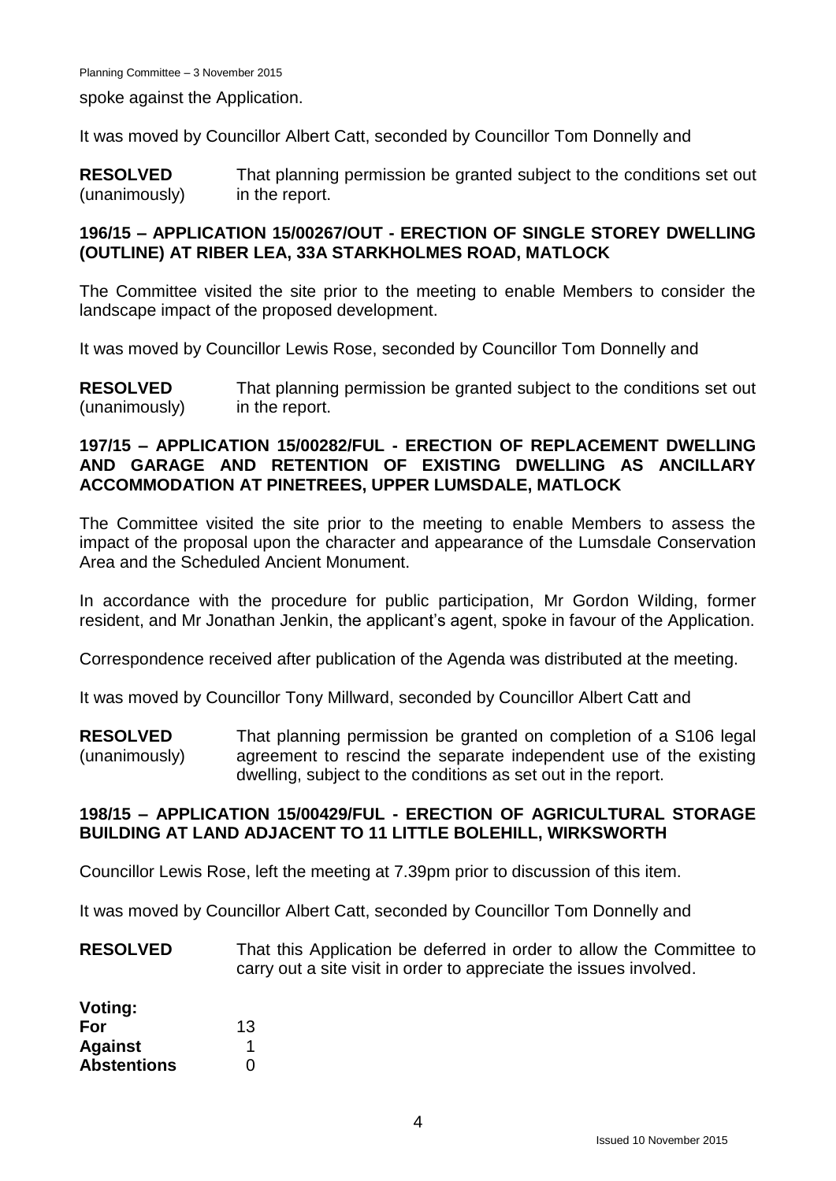spoke against the Application.

It was moved by Councillor Albert Catt, seconded by Councillor Tom Donnelly and

**RESOLVED** (unanimously) That planning permission be granted subject to the conditions set out in the report.

## 196/15 – APPLICATION 15/00267/OUT - ERECTION OF SINGLE STOREY DWELLING (OUTLINE) AT RIBER LEA, 33A STARKHOLMES ROAD, MATLOCK

The Committee visited the site prior to the meeting to enable Members to consider the landscape impact of the proposed development.

It was moved by Councillor Lewis Rose, seconded by Councillor Tom Donnelly and

**RESOLVED** (unanimously) That planning permission be granted subject to the conditions set out in the report.

## 197/15 – APPLICATION 15/00282/FUL - ERECTION OF REPLACEMENT DWELLING AND GARAGE AND RETENTION OF EXISTING DWELLING AS ANCILLARY ACCOMMODATION AT PINETREES, UPPER LUMSDALE, MATLOCK

The Committee visited the site prior to the meeting to enable Members to assess the impact of the proposal upon the character and appearance of the Lumsdale Conservation Area and the Scheduled Ancient Monument.

In accordance with the procedure for public participation, Mr Gordon Wilding, former resident, and Mr Jonathan Jenkin, the applicant's agent, spoke in favour of the Application.

Correspondence received after publication of the Agenda was distributed at the meeting.

It was moved by Councillor Tony Millward, seconded by Councillor Albert Catt and

**RESOLVED** (unanimously) That planning permission be granted on completion of a S106 legal agreement to rescind the separate independent use of the existing dwelling, subject to the conditions as set out in the report.

## 198/15 – APPLICATION 15/00429/FUL - ERECTION OF AGRICULTURAL STORAGE BUILDING AT LAND ADJACENT TO 11 LITTLE BOLEHILL, WIRKSWORTH

Councillor Lewis Rose, left the meeting at 7.39pm prior to discussion of this item.

It was moved by Councillor Albert Catt, seconded by Councillor Tom Donnelly and

**RESOLVED** That this Application be deferred in order to allow the Committee to carry out a site visit in order to appreciate the issues involved.

**Voting:**

| | |
|---|---|
| **For** | 13 |
| **Against** | 1 |
| **Abstentions** | 0 |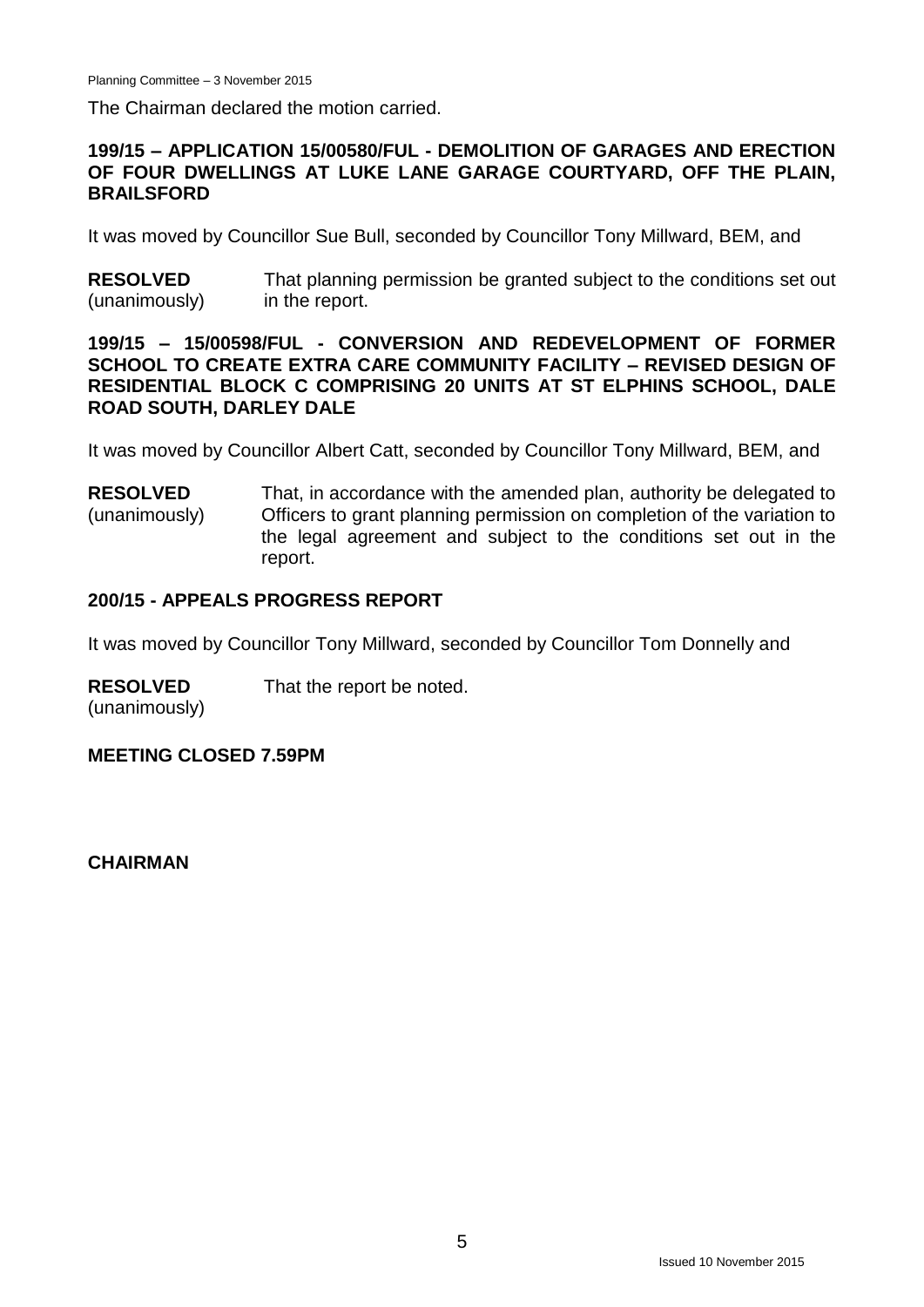The Chairman declared the motion carried.

**199/15 – APPLICATION 15/00580/FUL - DEMOLITION OF GARAGES AND ERECTION OF FOUR DWELLINGS AT LUKE LANE GARAGE COURTYARD, OFF THE PLAIN, BRAILSFORD**

It was moved by Councillor Sue Bull, seconded by Councillor Tony Millward, BEM, and

**RESOLVED** (unanimously) That planning permission be granted subject to the conditions set out in the report.

**199/15 – 15/00598/FUL - CONVERSION AND REDEVELOPMENT OF FORMER SCHOOL TO CREATE EXTRA CARE COMMUNITY FACILITY – REVISED DESIGN OF RESIDENTIAL BLOCK C COMPRISING 20 UNITS AT ST ELPHINS SCHOOL, DALE ROAD SOUTH, DARLEY DALE**

It was moved by Councillor Albert Catt, seconded by Councillor Tony Millward, BEM, and

**RESOLVED** (unanimously) That, in accordance with the amended plan, authority be delegated to Officers to grant planning permission on completion of the variation to the legal agreement and subject to the conditions set out in the report.

**200/15 - APPEALS PROGRESS REPORT**

It was moved by Councillor Tony Millward, seconded by Councillor Tom Donnelly and

**RESOLVED** (unanimously) That the report be noted.

**MEETING CLOSED 7.59PM**

**CHAIRMAN**